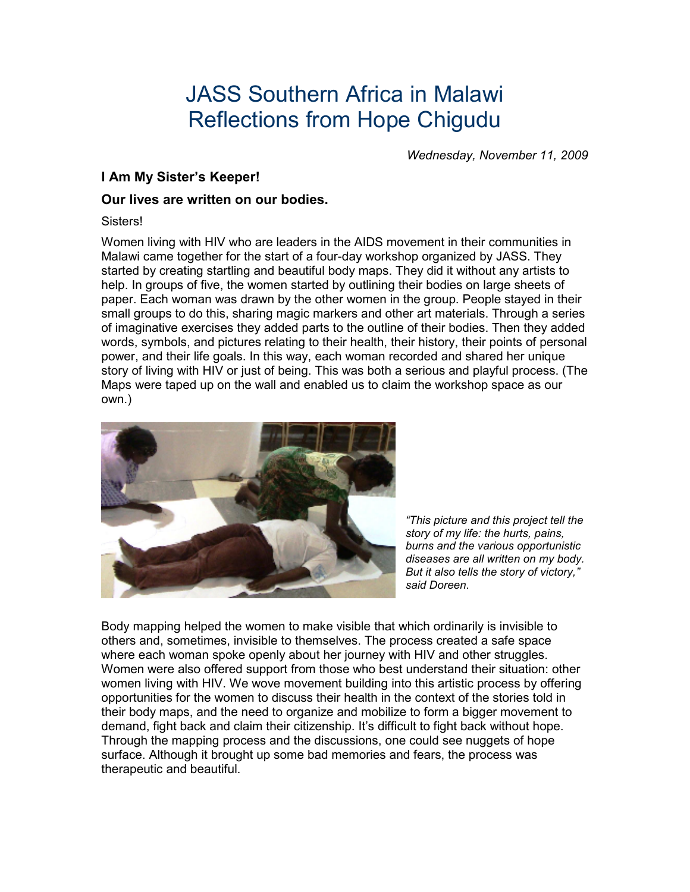# JASS Southern Africa in Malawi
# Reflections from Hope Chigudu

*Wednesday, November 11, 2009*

### I Am My Sister's Keeper!

### Our lives are written on our bodies.

Sisters!

Women living with HIV who are leaders in the AIDS movement in their communities in Malawi came together for the start of a four-day workshop organized by JASS. They started by creating startling and beautiful body maps. They did it without any artists to help. In groups of five, the women started by outlining their bodies on large sheets of paper. Each woman was drawn by the other women in the group. People stayed in their small groups to do this, sharing magic markers and other art materials. Through a series of imaginative exercises they added parts to the outline of their bodies. Then they added words, symbols, and pictures relating to their health, their history, their points of personal power, and their life goals. In this way, each woman recorded and shared her unique story of living with HIV or just of being. This was both a serious and playful process. (The Maps were taped up on the wall and enabled us to claim the workshop space as our own.)

*"This picture and this project tell the story of my life: the hurts, pains, burns and the various opportunistic diseases are all written on my body. But it also tells the story of victory," said Doreen.*

Body mapping helped the women to make visible that which ordinarily is invisible to others and, sometimes, invisible to themselves. The process created a safe space where each woman spoke openly about her journey with HIV and other struggles. Women were also offered support from those who best understand their situation: other women living with HIV. We wove movement building into this artistic process by offering opportunities for the women to discuss their health in the context of the stories told in their body maps, and the need to organize and mobilize to form a bigger movement to demand, fight back and claim their citizenship. It's difficult to fight back without hope. Through the mapping process and the discussions, one could see nuggets of hope surface. Although it brought up some bad memories and fears, the process was therapeutic and beautiful.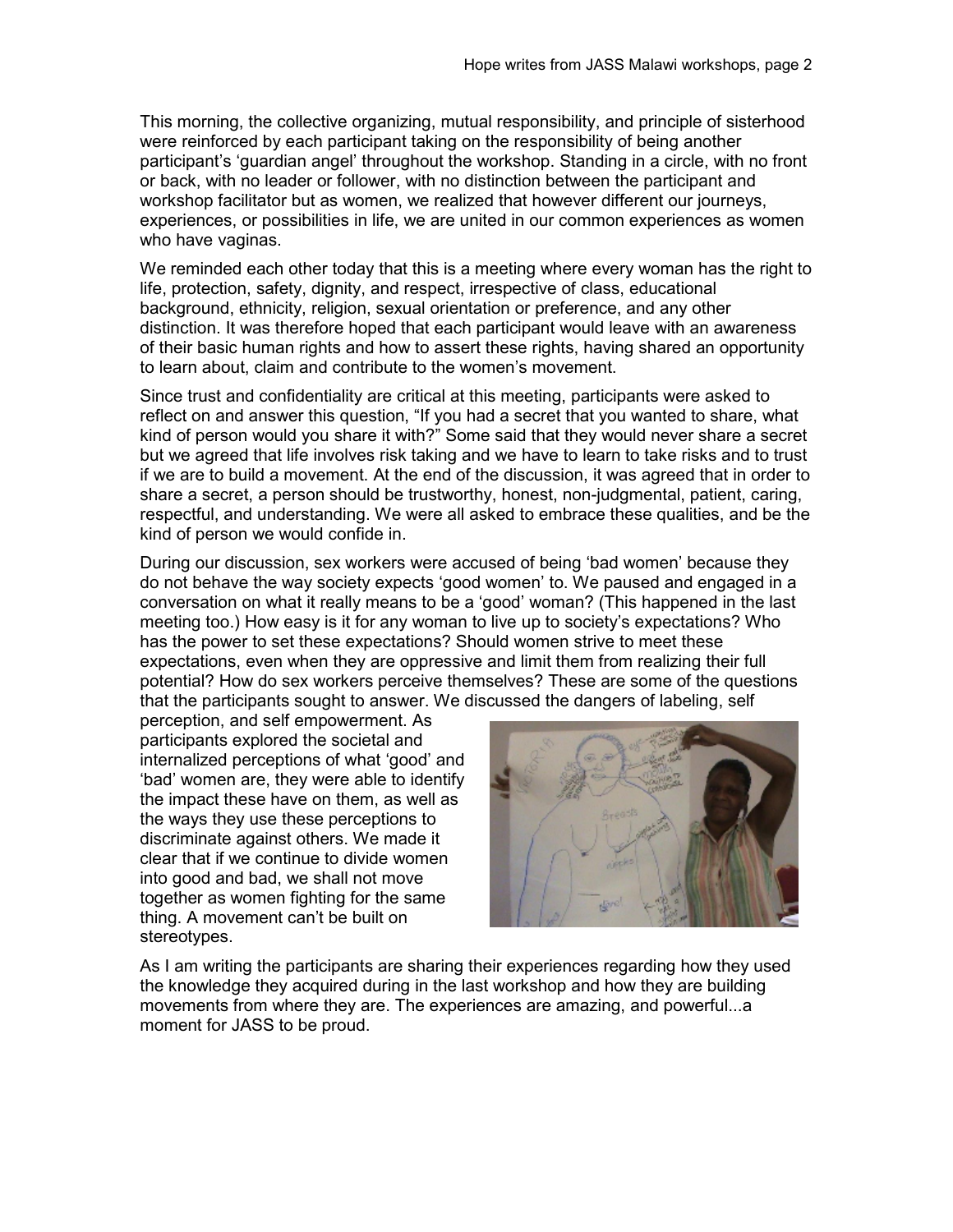This morning, the collective organizing, mutual responsibility, and principle of sisterhood were reinforced by each participant taking on the responsibility of being another participant's 'guardian angel' throughout the workshop. Standing in a circle, with no front or back, with no leader or follower, with no distinction between the participant and workshop facilitator but as women, we realized that however different our journeys, experiences, or possibilities in life, we are united in our common experiences as women who have vaginas.

We reminded each other today that this is a meeting where every woman has the right to life, protection, safety, dignity, and respect, irrespective of class, educational background, ethnicity, religion, sexual orientation or preference, and any other distinction. It was therefore hoped that each participant would leave with an awareness of their basic human rights and how to assert these rights, having shared an opportunity to learn about, claim and contribute to the women's movement.

Since trust and confidentiality are critical at this meeting, participants were asked to reflect on and answer this question, "If you had a secret that you wanted to share, what kind of person would you share it with?" Some said that they would never share a secret but we agreed that life involves risk taking and we have to learn to take risks and to trust if we are to build a movement. At the end of the discussion, it was agreed that in order to share a secret, a person should be trustworthy, honest, non-judgmental, patient, caring, respectful, and understanding. We were all asked to embrace these qualities, and be the kind of person we would confide in.

During our discussion, sex workers were accused of being 'bad women' because they do not behave the way society expects 'good women' to. We paused and engaged in a conversation on what it really means to be a 'good' woman? (This happened in the last meeting too.) How easy is it for any woman to live up to society's expectations? Who has the power to set these expectations? Should women strive to meet these expectations, even when they are oppressive and limit them from realizing their full potential? How do sex workers perceive themselves? These are some of the questions that the participants sought to answer. We discussed the dangers of labeling, self perception, and self empowerment. As participants explored the societal and internalized perceptions of what 'good' and 'bad' women are, they were able to identify the impact these have on them, as well as the ways they use these perceptions to discriminate against others. We made it clear that if we continue to divide women into good and bad, we shall not move together as women fighting for the same thing. A movement can't be built on stereotypes.

As I am writing the participants are sharing their experiences regarding how they used the knowledge they acquired during in the last workshop and how they are building movements from where they are. The experiences are amazing, and powerful...a moment for JASS to be proud.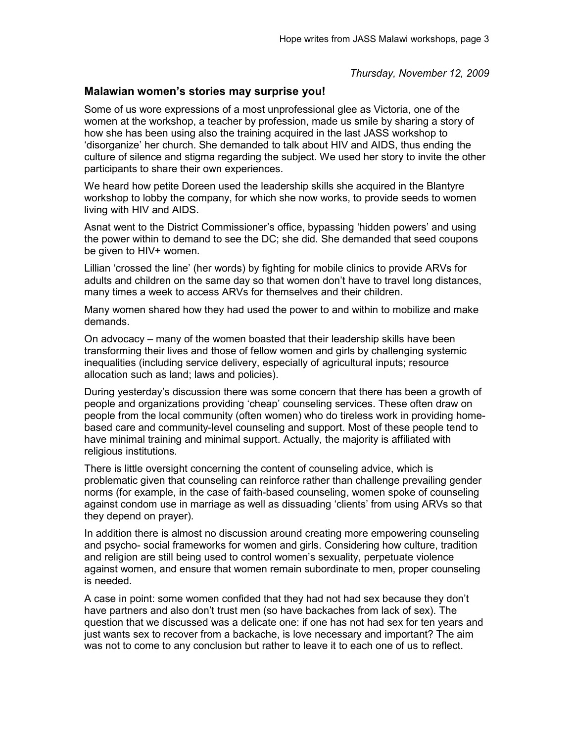*Thursday, November 12, 2009*

### Malawian women's stories may surprise you!

Some of us wore expressions of a most unprofessional glee as Victoria, one of the women at the workshop, a teacher by profession, made us smile by sharing a story of how she has been using also the training acquired in the last JASS workshop to 'disorganize' her church. She demanded to talk about HIV and AIDS, thus ending the culture of silence and stigma regarding the subject. We used her story to invite the other participants to share their own experiences.

We heard how petite Doreen used the leadership skills she acquired in the Blantyre workshop to lobby the company, for which she now works, to provide seeds to women living with HIV and AIDS.

Asnat went to the District Commissioner's office, bypassing 'hidden powers' and using the power within to demand to see the DC; she did. She demanded that seed coupons be given to HIV+ women.

Lillian 'crossed the line' (her words) by fighting for mobile clinics to provide ARVs for adults and children on the same day so that women don't have to travel long distances, many times a week to access ARVs for themselves and their children.

Many women shared how they had used the power to and within to mobilize and make demands.

On advocacy – many of the women boasted that their leadership skills have been transforming their lives and those of fellow women and girls by challenging systemic inequalities (including service delivery, especially of agricultural inputs; resource allocation such as land; laws and policies).

During yesterday's discussion there was some concern that there has been a growth of people and organizations providing 'cheap' counseling services. These often draw on people from the local community (often women) who do tireless work in providing home-based care and community-level counseling and support. Most of these people tend to have minimal training and minimal support. Actually, the majority is affiliated with religious institutions.

There is little oversight concerning the content of counseling advice, which is problematic given that counseling can reinforce rather than challenge prevailing gender norms (for example, in the case of faith-based counseling, women spoke of counseling against condom use in marriage as well as dissuading 'clients' from using ARVs so that they depend on prayer).

In addition there is almost no discussion around creating more empowering counseling and psycho- social frameworks for women and girls. Considering how culture, tradition and religion are still being used to control women's sexuality, perpetuate violence against women, and ensure that women remain subordinate to men, proper counseling is needed.

A case in point: some women confided that they had not had sex because they don't have partners and also don't trust men (so have backaches from lack of sex). The question that we discussed was a delicate one: if one has not had sex for ten years and just wants sex to recover from a backache, is love necessary and important? The aim was not to come to any conclusion but rather to leave it to each one of us to reflect.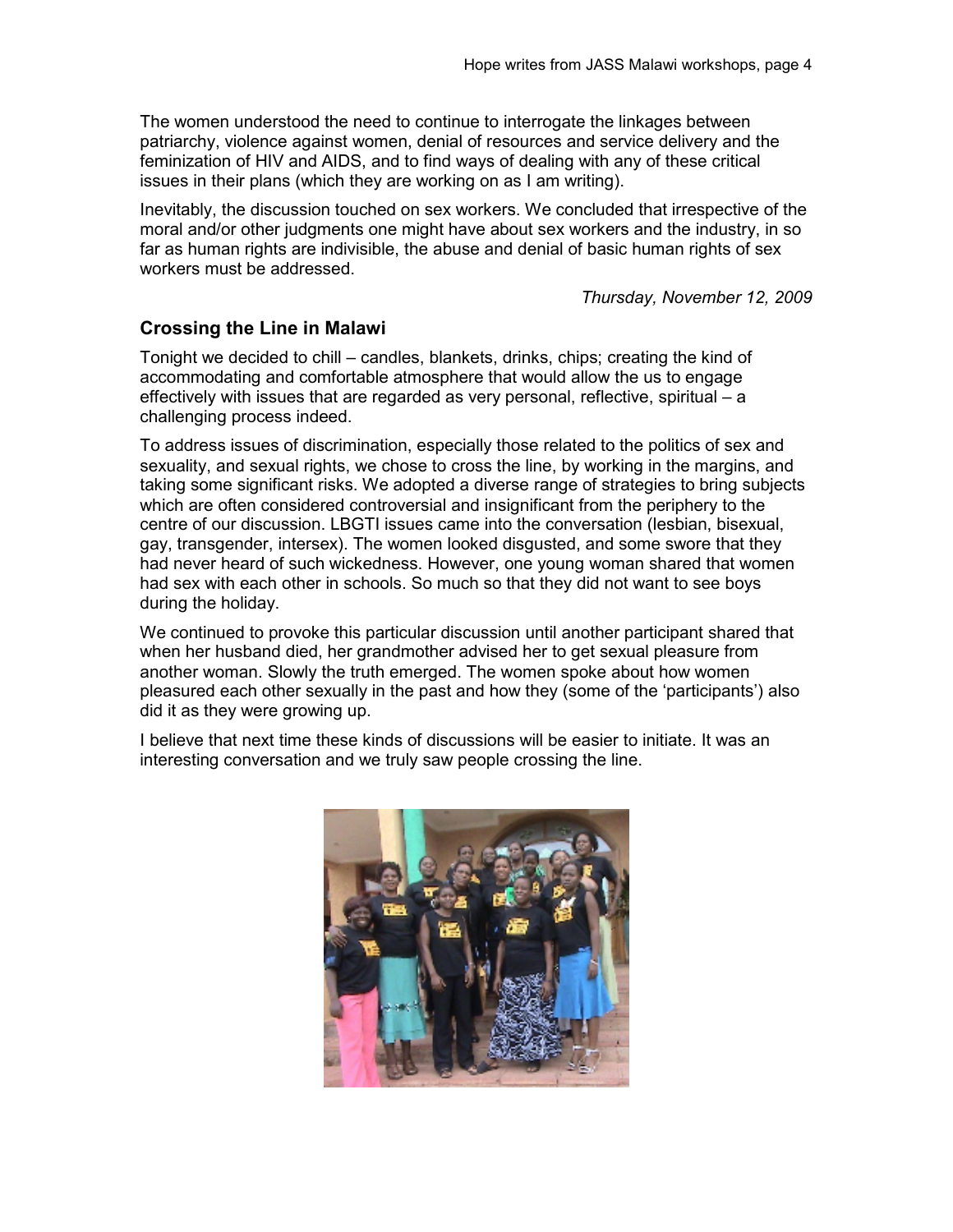The women understood the need to continue to interrogate the linkages between patriarchy, violence against women, denial of resources and service delivery and the feminization of HIV and AIDS, and to find ways of dealing with any of these critical issues in their plans (which they are working on as I am writing).

Inevitably, the discussion touched on sex workers. We concluded that irrespective of the moral and/or other judgments one might have about sex workers and the industry, in so far as human rights are indivisible, the abuse and denial of basic human rights of sex workers must be addressed.

*Thursday, November 12, 2009*

## Crossing the Line in Malawi

Tonight we decided to chill – candles, blankets, drinks, chips; creating the kind of accommodating and comfortable atmosphere that would allow the us to engage effectively with issues that are regarded as very personal, reflective, spiritual – a challenging process indeed.

To address issues of discrimination, especially those related to the politics of sex and sexuality, and sexual rights, we chose to cross the line, by working in the margins, and taking some significant risks. We adopted a diverse range of strategies to bring subjects which are often considered controversial and insignificant from the periphery to the centre of our discussion. LBGTI issues came into the conversation (lesbian, bisexual, gay, transgender, intersex). The women looked disgusted, and some swore that they had never heard of such wickedness. However, one young woman shared that women had sex with each other in schools. So much so that they did not want to see boys during the holiday.

We continued to provoke this particular discussion until another participant shared that when her husband died, her grandmother advised her to get sexual pleasure from another woman. Slowly the truth emerged. The women spoke about how women pleasured each other sexually in the past and how they (some of the 'participants') also did it as they were growing up.

I believe that next time these kinds of discussions will be easier to initiate. It was an interesting conversation and we truly saw people crossing the line.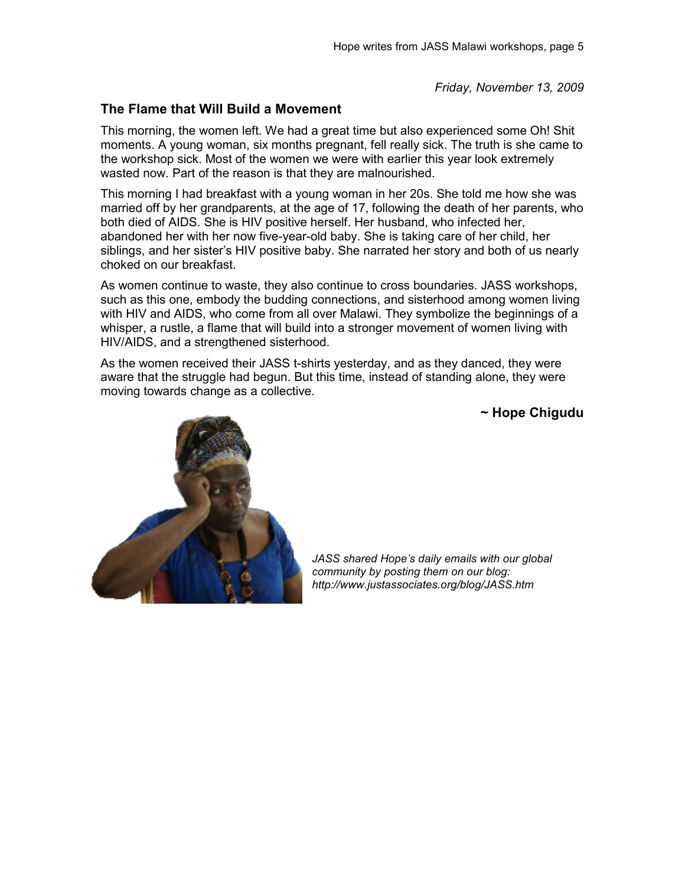*Friday, November 13, 2009*

## The Flame that Will Build a Movement

This morning, the women left. We had a great time but also experienced some Oh! Shit moments. A young woman, six months pregnant, fell really sick. The truth is she came to the workshop sick. Most of the women we were with earlier this year look extremely wasted now. Part of the reason is that they are malnourished.

This morning I had breakfast with a young woman in her 20s. She told me how she was married off by her grandparents, at the age of 17, following the death of her parents, who both died of AIDS. She is HIV positive herself. Her husband, who infected her, abandoned her with her now five-year-old baby. She is taking care of her child, her siblings, and her sister's HIV positive baby. She narrated her story and both of us nearly choked on our breakfast.

As women continue to waste, they also continue to cross boundaries. JASS workshops, such as this one, embody the budding connections, and sisterhood among women living with HIV and AIDS, who come from all over Malawi. They symbolize the beginnings of a whisper, a rustle, a flame that will build into a stronger movement of women living with HIV/AIDS, and a strengthened sisterhood.

As the women received their JASS t-shirts yesterday, and as they danced, they were aware that the struggle had begun. But this time, instead of standing alone, they were moving towards change as a collective.

**~ Hope Chigudu**

*JASS shared Hope's daily emails with our global community by posting them on our blog: http://www.justassociates.org/blog/JASS.htm*